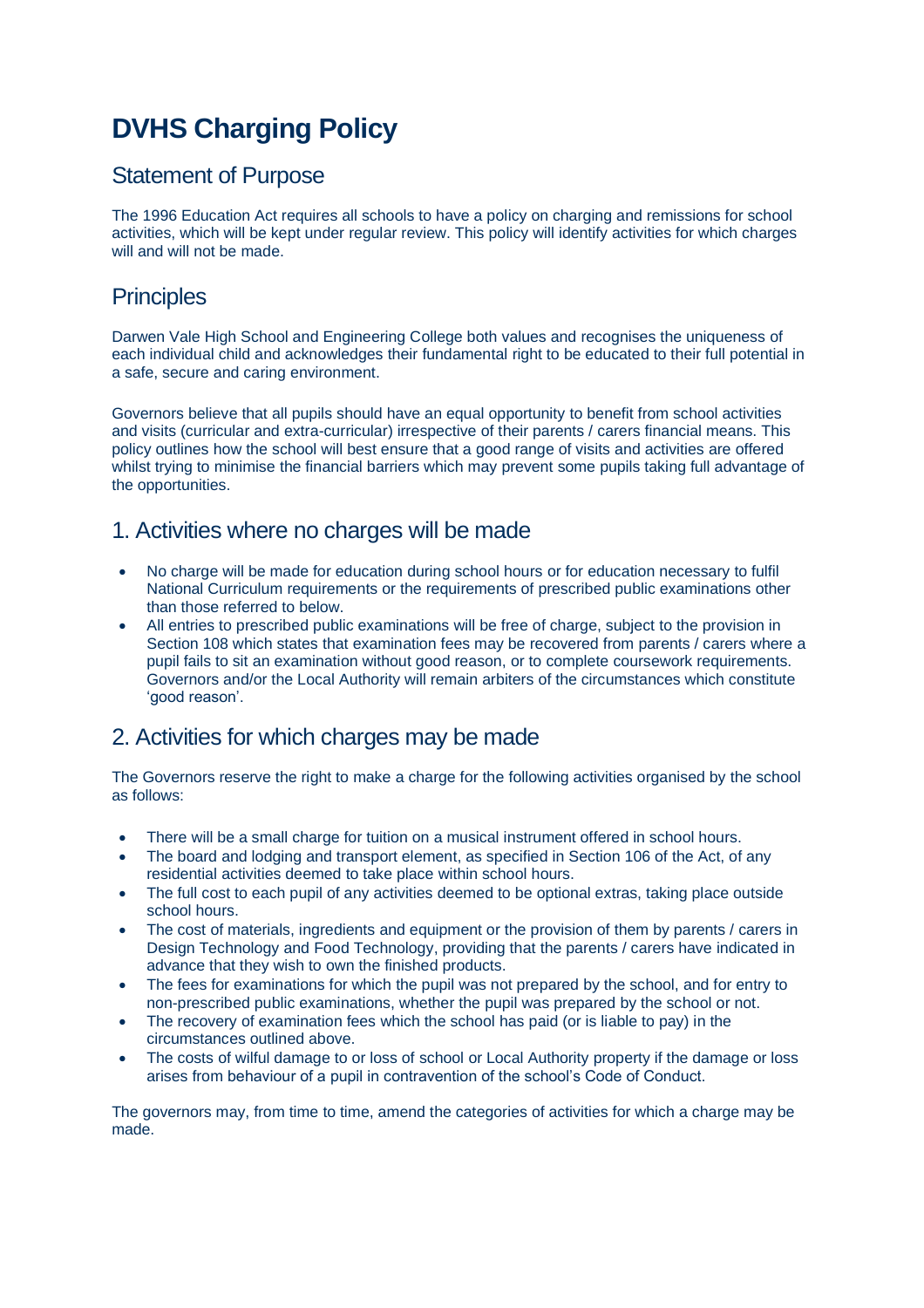# DVHS Charging Policy

## Statement of Purpose

The 1996 Education Act requires all schools to have a policy on charging and remissions for school activities, which will be kept under regular review. This policy will identify activities for which charges will and will not be made.

## Principles

Darwen Vale High School and Engineering College both values and recognises the uniqueness of each individual child and acknowledges their fundamental right to be educated to their full potential in a safe, secure and caring environment.

Governors believe that all pupils should have an equal opportunity to benefit from school activities and visits (curricular and extra-curricular) irrespective of their parents / carers financial means. This policy outlines how the school will best ensure that a good range of visits and activities are offered whilst trying to minimise the financial barriers which may prevent some pupils taking full advantage of the opportunities.

## 1. Activities where no charges will be made

- No charge will be made for education during school hours or for education necessary to fulfil National Curriculum requirements or the requirements of prescribed public examinations other than those referred to below.
- All entries to prescribed public examinations will be free of charge, subject to the provision in Section 108 which states that examination fees may be recovered from parents / carers where a pupil fails to sit an examination without good reason, or to complete coursework requirements. Governors and/or the Local Authority will remain arbiters of the circumstances which constitute 'good reason'.

## 2. Activities for which charges may be made

The Governors reserve the right to make a charge for the following activities organised by the school as follows:

- There will be a small charge for tuition on a musical instrument offered in school hours.
- The board and lodging and transport element, as specified in Section 106 of the Act, of any residential activities deemed to take place within school hours.
- The full cost to each pupil of any activities deemed to be optional extras, taking place outside school hours.
- The cost of materials, ingredients and equipment or the provision of them by parents / carers in Design Technology and Food Technology, providing that the parents / carers have indicated in advance that they wish to own the finished products.
- The fees for examinations for which the pupil was not prepared by the school, and for entry to non-prescribed public examinations, whether the pupil was prepared by the school or not.
- The recovery of examination fees which the school has paid (or is liable to pay) in the circumstances outlined above.
- The costs of wilful damage to or loss of school or Local Authority property if the damage or loss arises from behaviour of a pupil in contravention of the school's Code of Conduct.

The governors may, from time to time, amend the categories of activities for which a charge may be made.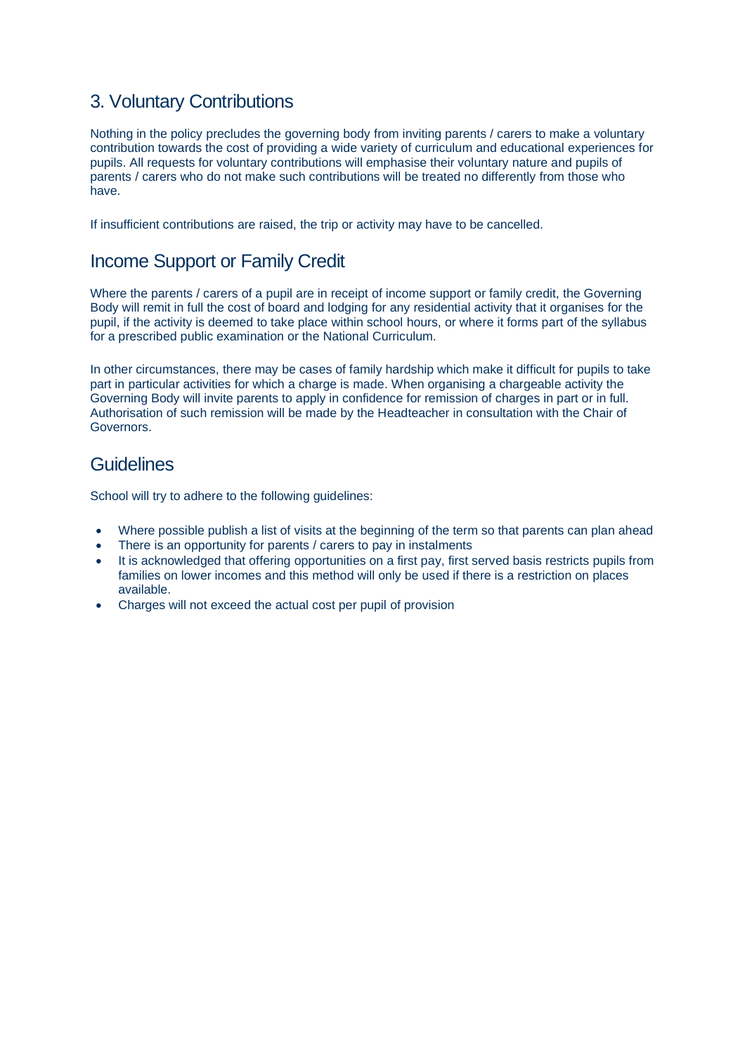## 3. Voluntary Contributions

Nothing in the policy precludes the governing body from inviting parents / carers to make a voluntary contribution towards the cost of providing a wide variety of curriculum and educational experiences for pupils. All requests for voluntary contributions will emphasise their voluntary nature and pupils of parents / carers who do not make such contributions will be treated no differently from those who have.

If insufficient contributions are raised, the trip or activity may have to be cancelled.

## Income Support or Family Credit

Where the parents / carers of a pupil are in receipt of income support or family credit, the Governing Body will remit in full the cost of board and lodging for any residential activity that it organises for the pupil, if the activity is deemed to take place within school hours, or where it forms part of the syllabus for a prescribed public examination or the National Curriculum.

In other circumstances, there may be cases of family hardship which make it difficult for pupils to take part in particular activities for which a charge is made. When organising a chargeable activity the Governing Body will invite parents to apply in confidence for remission of charges in part or in full. Authorisation of such remission will be made by the Headteacher in consultation with the Chair of Governors.

## Guidelines

School will try to adhere to the following guidelines:

- Where possible publish a list of visits at the beginning of the term so that parents can plan ahead
- There is an opportunity for parents / carers to pay in instalments
- It is acknowledged that offering opportunities on a first pay, first served basis restricts pupils from families on lower incomes and this method will only be used if there is a restriction on places available.
- Charges will not exceed the actual cost per pupil of provision